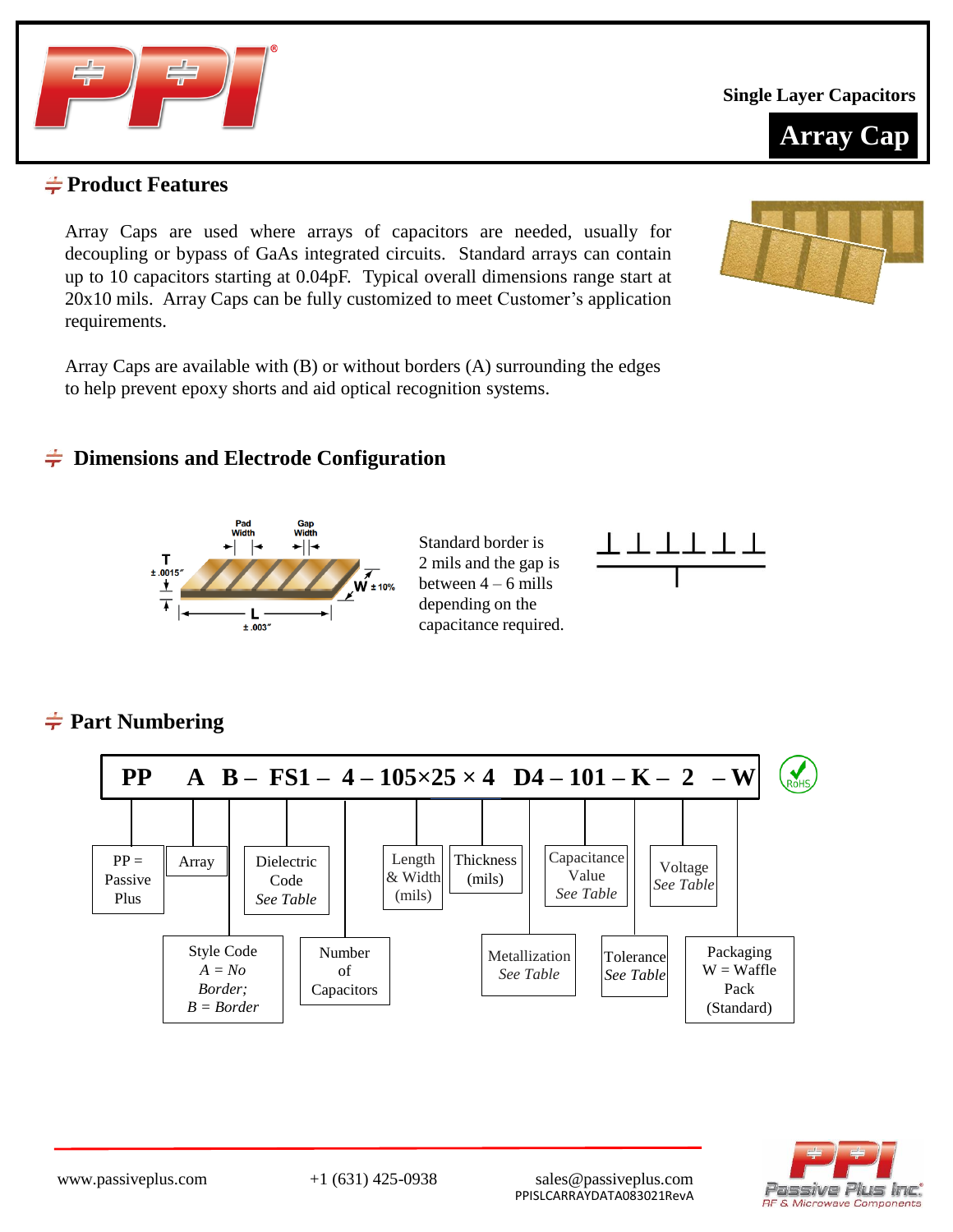Single Layer Capacitors

# Array Cap

## Product Features

Array Caps are used where arrays of capacitors are needed, usually for decoupling or bypass of GaAs integrated circuits. Standard arrays can contain up to 10 capacitors starting at 0.04pF. Typical overall dimensions range start at 20x10 mils. Array Caps can be fully customized to meet Customer's application requirements.

Array Caps are available with (B) or without borders (A) surrounding the edges to help prevent epoxy shorts and aid optical recognition systems.

## Dimensions and Electrode Configuration

Pad Width, Gap Width, T ± .0015″, W ± 10%, L ± .003″

Standard border is 2 mils and the gap is between 4 – 6 mills depending on the capacitance required.

## Part Numbering

**PP A B – FS1 – 4 – 105×25 × 4 D4 – 101 – K – 2 – W**

- PP = Passive Plus
- A = Array
- B = Style Code: *A = No Border; B = Border*
- FS1 = Dielectric Code *See Table*
- 4 = Number of Capacitors
- 105×25 = Length & Width (mils)
- 4 = Thickness (mils)
- D4 = Metallization *See Table*
- 101 = Capacitance Value *See Table*
- K = Tolerance *See Table*
- 2 = Voltage *See Table*
- W = Packaging: W = Waffle Pack (Standard)

RoHS

www.passiveplus.com | +1 (631) 425-0938 | sales@passiveplus.com

PPISLCARRAYDATA083021RevA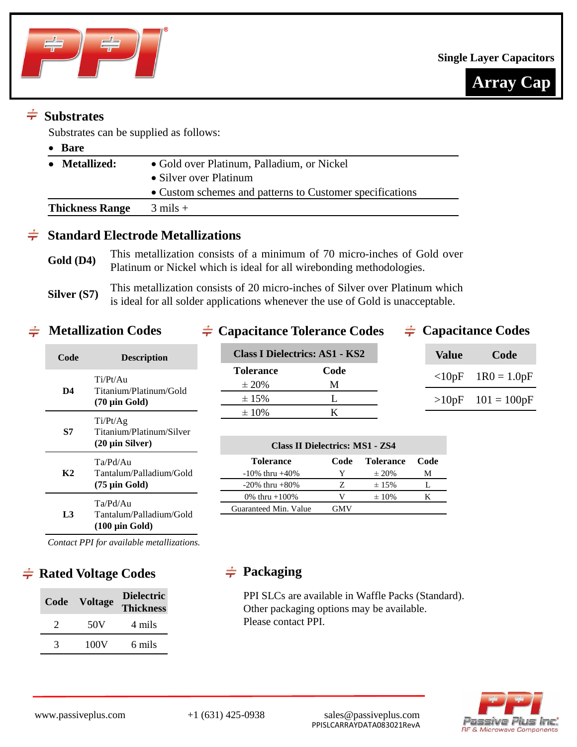Single Layer Capacitors

# Array Cap

## Substrates

Substrates can be supplied as follows:

| | |
|---|---|
| • **Bare** | |
| • **Metallized:** | • Gold over Platinum, Palladium, or Nickel<br>• Silver over Platinum<br>• Custom schemes and patterns to Customer specifications |
| **Thickness Range** | 3 mils + |

## Standard Electrode Metallizations

**Gold (D4)** This metallization consists of a minimum of 70 micro-inches of Gold over Platinum or Nickel which is ideal for all wirebonding methodologies.

**Silver (S7)** This metallization consists of 20 micro-inches of Silver over Platinum which is ideal for all solder applications whenever the use of Gold is unacceptable.

## Metallization Codes

| Code | Description |
|---|---|
| **D4** | Ti/Pt/Au<br>Titanium/Platinum/Gold<br>**(70 µin Gold)** |
| **S7** | Ti/Pt/Ag<br>Titanium/Platinum/Silver<br>**(20 µin Silver)** |
| **K2** | Ta/Pd/Au<br>Tantalum/Palladium/Gold<br>**(75 µin Gold)** |
| **L3** | Ta/Pd/Au<br>Tantalum/Palladium/Gold<br>**(100 µin Gold)** |

*Contact PPI for available metallizations.*

## Capacitance Tolerance Codes

| Class I Dielectrics: AS1 - KS2 | |
|---|---|
| **Tolerance** | **Code** |
| ± 20% | M |
| ± 15% | L |
| ± 10% | K |

| Class II Dielectrics: MS1 - ZS4 | | | |
|---|---|---|---|
| **Tolerance** | **Code** | **Tolerance** | **Code** |
| -10% thru +40% | Y | ± 20% | M |
| -20% thru +80% | Z | ± 15% | L |
| 0% thru +100% | V | ± 10% | K |
| Guaranteed Min. Value | GMV | | |

## Capacitance Codes

| Value | Code |
|---|---|
| <10pF | 1R0 = 1.0pF |
| >10pF | 101 = 100pF |

## Rated Voltage Codes

| Code | Voltage | Dielectric Thickness |
|---|---|---|
| 2 | 50V | 4 mils |
| 3 | 100V | 6 mils |

## Packaging

PPI SLCs are available in Waffle Packs (Standard).
Other packaging options may be available.
Please contact PPI.

www.passiveplus.com +1 (631) 425-0938 sales@passiveplus.com
PPISLCARRAYDATA083021RevA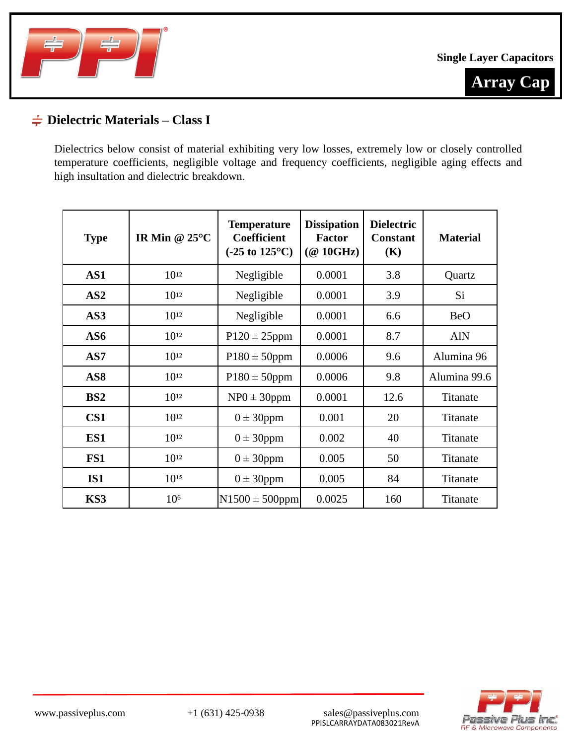Single Layer Capacitors

**Array Cap**

## Dielectric Materials – Class I

Dielectrics below consist of material exhibiting very low losses, extremely low or closely controlled temperature coefficients, negligible voltage and frequency coefficients, negligible aging effects and high insultation and dielectric breakdown.

| Type | IR Min @ 25°C | Temperature Coefficient (-25 to 125°C) | Dissipation Factor (@ 10GHz) | Dielectric Constant (K) | Material |
|---|---|---|---|---|---|
| **AS1** | $10^{12}$ | Negligible | 0.0001 | 3.8 | Quartz |
| **AS2** | $10^{12}$ | Negligible | 0.0001 | 3.9 | Si |
| **AS3** | $10^{12}$ | Negligible | 0.0001 | 6.6 | BeO |
| **AS6** | $10^{12}$ | P120 ± 25ppm | 0.0001 | 8.7 | AlN |
| **AS7** | $10^{12}$ | P180 ± 50ppm | 0.0006 | 9.6 | Alumina 96 |
| **AS8** | $10^{12}$ | P180 ± 50ppm | 0.0006 | 9.8 | Alumina 99.6 |
| **BS2** | $10^{12}$ | NP0 ± 30ppm | 0.0001 | 12.6 | Titanate |
| **CS1** | $10^{12}$ | 0 ± 30ppm | 0.001 | 20 | Titanate |
| **ES1** | $10^{12}$ | 0 ± 30ppm | 0.002 | 40 | Titanate |
| **FS1** | $10^{12}$ | 0 ± 30ppm | 0.005 | 50 | Titanate |
| **IS1** | $10^{15}$ | 0 ± 30ppm | 0.005 | 84 | Titanate |
| **KS3** | $10^{6}$ | N1500 ± 500ppm | 0.0025 | 160 | Titanate |

www.passiveplus.com +1 (631) 425-0938 sales@passiveplus.com
PPISLCARRAYDATA083021RevA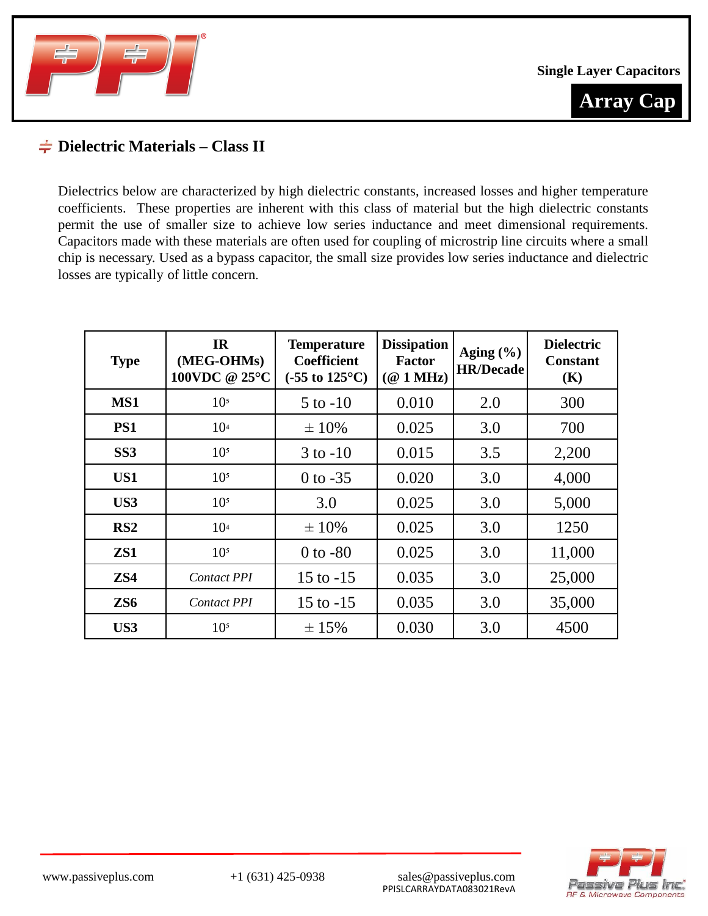## Dielectric Materials – Class II

Dielectrics below are characterized by high dielectric constants, increased losses and higher temperature coefficients. These properties are inherent with this class of material but the high dielectric constants permit the use of smaller size to achieve low series inductance and meet dimensional requirements. Capacitors made with these materials are often used for coupling of microstrip line circuits where a small chip is necessary. Used as a bypass capacitor, the small size provides low series inductance and dielectric losses are typically of little concern.

| Type | IR (MEG-OHMs) 100VDC @ 25°C | Temperature Coefficient (-55 to 125°C) | Dissipation Factor (@ 1 MHz) | Aging (%) HR/Decade | Dielectric Constant (K) |
|---|---|---|---|---|---|
| **MS1** | $10^5$ | 5 to -10 | 0.010 | 2.0 | 300 |
| **PS1** | $10^4$ | ± 10% | 0.025 | 3.0 | 700 |
| **SS3** | $10^5$ | 3 to -10 | 0.015 | 3.5 | 2,200 |
| **US1** | $10^5$ | 0 to -35 | 0.020 | 3.0 | 4,000 |
| **US3** | $10^5$ | 3.0 | 0.025 | 3.0 | 5,000 |
| **RS2** | $10^4$ | ± 10% | 0.025 | 3.0 | 1250 |
| **ZS1** | $10^5$ | 0 to -80 | 0.025 | 3.0 | 11,000 |
| **ZS4** | *Contact PPI* | 15 to -15 | 0.035 | 3.0 | 25,000 |
| **ZS6** | *Contact PPI* | 15 to -15 | 0.035 | 3.0 | 35,000 |
| **US3** | $10^5$ | ± 15% | 0.030 | 3.0 | 4500 |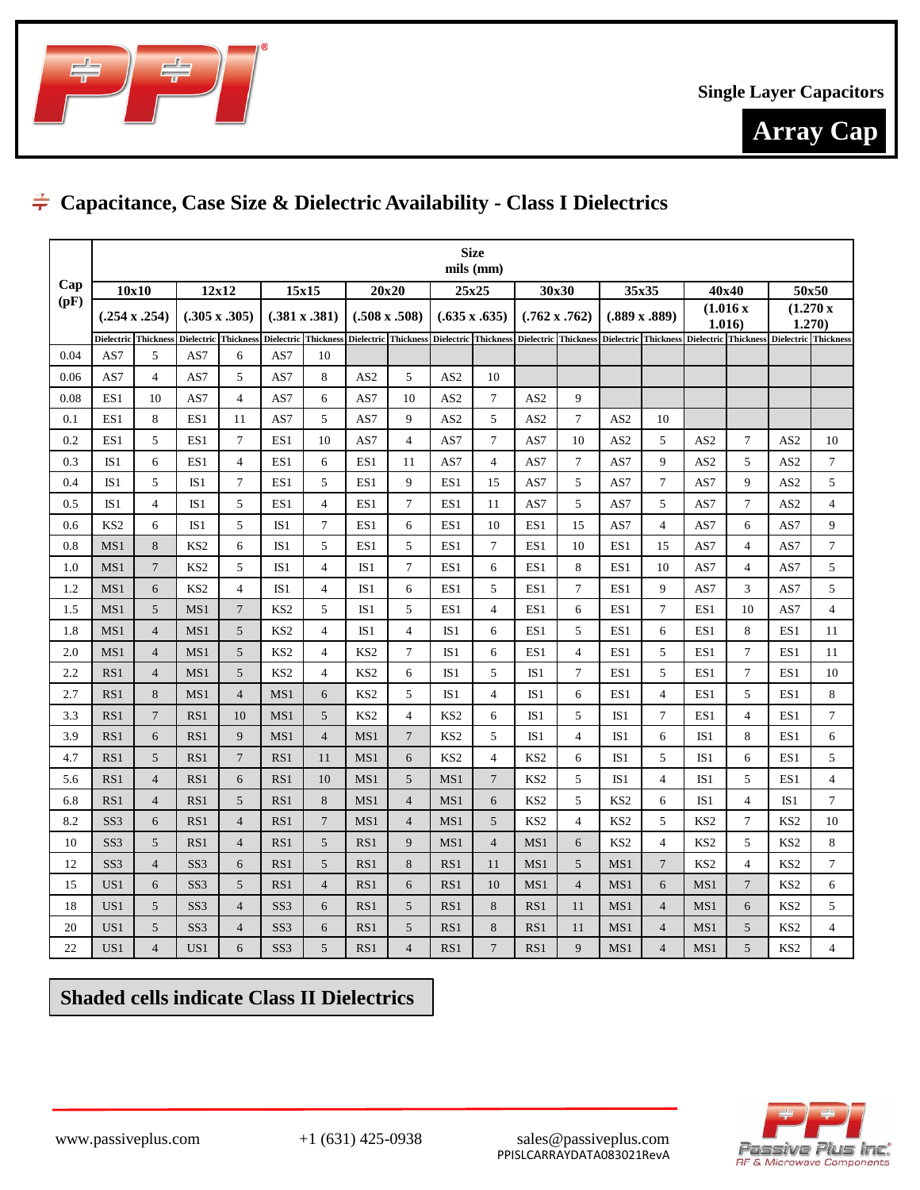Single Layer Capacitors

**Array Cap**

## Capacitance, Case Size & Dielectric Availability - Class I Dielectrics

| Cap (pF) | Size mils (mm) | | | | | | | | | | | | | | | | | |
|---|---|---|---|---|---|---|---|---|---|---|---|---|---|---|---|---|---|---|
| | 10x10 | | 12x12 | | 15x15 | | 20x20 | | 25x25 | | 30x30 | | 35x35 | | 40x40 | | 50x50 | |
| | (.254 x .254) | | (.305 x .305) | | (.381 x .381) | | (.508 x .508) | | (.635 x .635) | | (.762 x .762) | | (.889 x .889) | | (1.016 x 1.016) | | (1.270 x 1.270) | |
| | Dielectric | Thickness | Dielectric | Thickness | Dielectric | Thickness | Dielectric | Thickness | Dielectric | Thickness | Dielectric | Thickness | Dielectric | Thickness | Dielectric | Thickness | Dielectric | Thickness |
| 0.04 | AS7 | 5 | AS7 | 6 | AS7 | 10 | | | | | | | | | | | | |
| 0.06 | AS7 | 4 | AS7 | 5 | AS7 | 8 | AS2 | 5 | AS2 | 10 | | | | | | | | |
| 0.08 | ES1 | 10 | AS7 | 4 | AS7 | 6 | AS7 | 10 | AS2 | 7 | AS2 | 9 | | | | | | |
| 0.1 | ES1 | 8 | ES1 | 11 | AS7 | 5 | AS7 | 9 | AS2 | 5 | AS2 | 7 | AS2 | 10 | | | | |
| 0.2 | ES1 | 5 | ES1 | 7 | ES1 | 10 | AS7 | 4 | AS7 | 7 | AS7 | 10 | AS2 | 5 | AS2 | 7 | AS2 | 10 |
| 0.3 | IS1 | 6 | ES1 | 4 | ES1 | 6 | ES1 | 11 | AS7 | 4 | AS7 | 7 | AS7 | 9 | AS2 | 5 | AS2 | 7 |
| 0.4 | IS1 | 5 | IS1 | 7 | ES1 | 5 | ES1 | 9 | ES1 | 15 | AS7 | 5 | AS7 | 7 | AS7 | 9 | AS2 | 5 |
| 0.5 | IS1 | 4 | IS1 | 5 | ES1 | 4 | ES1 | 7 | ES1 | 11 | AS7 | 5 | AS7 | 5 | AS7 | 7 | AS2 | 4 |
| 0.6 | KS2 | 6 | IS1 | 5 | IS1 | 7 | ES1 | 6 | ES1 | 10 | ES1 | 15 | AS7 | 4 | AS7 | 6 | AS7 | 9 |
| 0.8 | MS1 | 8 | KS2 | 6 | IS1 | 5 | ES1 | 5 | ES1 | 7 | ES1 | 10 | ES1 | 15 | AS7 | 4 | AS7 | 7 |
| 1.0 | MS1 | 7 | KS2 | 5 | IS1 | 4 | IS1 | 7 | ES1 | 6 | ES1 | 8 | ES1 | 10 | AS7 | 4 | AS7 | 5 |
| 1.2 | MS1 | 6 | KS2 | 4 | IS1 | 4 | IS1 | 6 | ES1 | 5 | ES1 | 7 | ES1 | 9 | AS7 | 3 | AS7 | 5 |
| 1.5 | MS1 | 5 | MS1 | 7 | KS2 | 5 | IS1 | 5 | ES1 | 4 | ES1 | 6 | ES1 | 7 | ES1 | 10 | AS7 | 4 |
| 1.8 | MS1 | 4 | MS1 | 5 | KS2 | 4 | IS1 | 4 | IS1 | 6 | ES1 | 5 | ES1 | 6 | ES1 | 8 | ES1 | 11 |
| 2.0 | MS1 | 4 | MS1 | 5 | KS2 | 4 | KS2 | 7 | IS1 | 6 | ES1 | 4 | ES1 | 5 | ES1 | 7 | ES1 | 11 |
| 2.2 | RS1 | 4 | MS1 | 5 | KS2 | 4 | KS2 | 6 | IS1 | 5 | IS1 | 7 | ES1 | 5 | ES1 | 7 | ES1 | 10 |
| 2.7 | RS1 | 8 | MS1 | 4 | MS1 | 6 | KS2 | 5 | IS1 | 4 | IS1 | 6 | ES1 | 4 | ES1 | 5 | ES1 | 8 |
| 3.3 | RS1 | 7 | RS1 | 10 | MS1 | 5 | KS2 | 4 | KS2 | 6 | IS1 | 5 | IS1 | 7 | ES1 | 4 | ES1 | 7 |
| 3.9 | RS1 | 6 | RS1 | 9 | MS1 | 4 | MS1 | 7 | KS2 | 5 | IS1 | 4 | IS1 | 6 | IS1 | 8 | ES1 | 6 |
| 4.7 | RS1 | 5 | RS1 | 7 | RS1 | 11 | MS1 | 6 | KS2 | 4 | KS2 | 6 | IS1 | 5 | IS1 | 6 | ES1 | 5 |
| 5.6 | RS1 | 4 | RS1 | 6 | RS1 | 10 | MS1 | 5 | MS1 | 7 | KS2 | 5 | IS1 | 4 | IS1 | 5 | ES1 | 4 |
| 6.8 | RS1 | 4 | RS1 | 5 | RS1 | 8 | MS1 | 4 | MS1 | 6 | KS2 | 5 | KS2 | 6 | IS1 | 4 | IS1 | 7 |
| 8.2 | SS3 | 6 | RS1 | 4 | RS1 | 7 | MS1 | 4 | MS1 | 5 | KS2 | 4 | KS2 | 5 | KS2 | 7 | KS2 | 10 |
| 10 | SS3 | 5 | RS1 | 4 | RS1 | 5 | RS1 | 9 | MS1 | 4 | MS1 | 6 | KS2 | 4 | KS2 | 5 | KS2 | 8 |
| 12 | SS3 | 4 | SS3 | 6 | RS1 | 5 | RS1 | 8 | RS1 | 11 | MS1 | 5 | MS1 | 7 | KS2 | 4 | KS2 | 7 |
| 15 | US1 | 6 | SS3 | 5 | RS1 | 4 | RS1 | 6 | RS1 | 10 | MS1 | 4 | MS1 | 6 | MS1 | 7 | KS2 | 6 |
| 18 | US1 | 5 | SS3 | 4 | SS3 | 6 | RS1 | 5 | RS1 | 8 | RS1 | 11 | MS1 | 4 | MS1 | 6 | KS2 | 5 |
| 20 | US1 | 5 | SS3 | 4 | SS3 | 6 | RS1 | 5 | RS1 | 8 | RS1 | 11 | MS1 | 4 | MS1 | 5 | KS2 | 4 |
| 22 | US1 | 4 | US1 | 6 | SS3 | 5 | RS1 | 4 | RS1 | 7 | RS1 | 9 | MS1 | 4 | MS1 | 5 | KS2 | 4 |

**Shaded cells indicate Class II Dielectrics**

www.passiveplus.com +1 (631) 425-0938 sales@passiveplus.com
PPISLCARRAYDATA083021RevA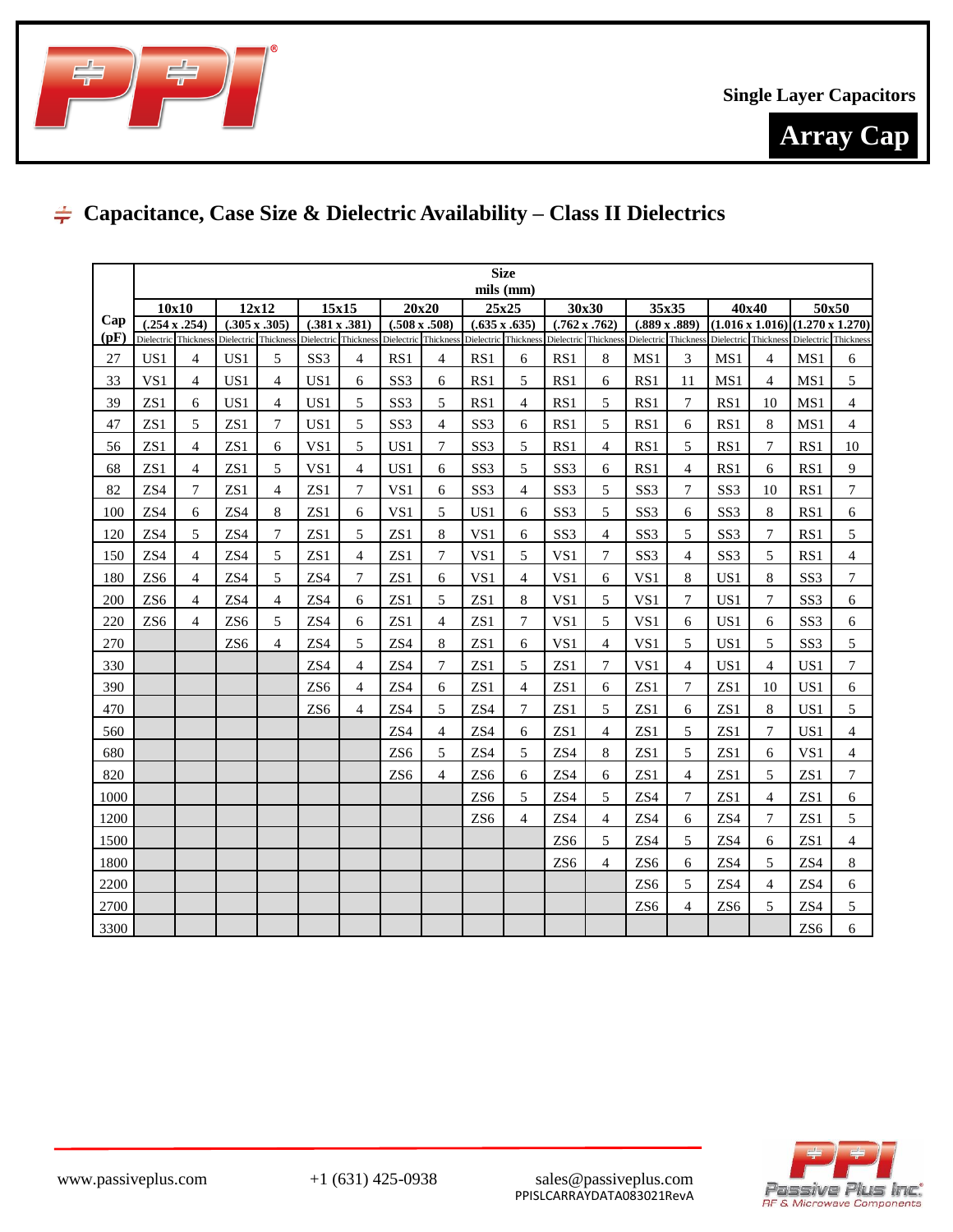Single Layer Capacitors

**Array Cap**

## Capacitance, Case Size & Dielectric Availability – Class II Dielectrics

| Cap (pF) | Size mils (mm) | | | | | | | | | | | | | | | |
|---|---|---|---|---|---|---|---|---|---|---|---|---|---|---|---|---|
| | 10x10 (.254 x .254) | | 12x12 (.305 x .305) | | 15x15 (.381 x .381) | | 20x20 (.508 x .508) | | 25x25 (.635 x .635) | | 30x30 (.762 x .762) | | 35x35 (.889 x .889) | | 40x40 (1.016 x 1.016) | | 50x50 (1.270 x 1.270) |
| | Dielectric | Thickness | Dielectric | Thickness | Dielectric | Thickness | Dielectric | Thickness | Dielectric | Thickness | Dielectric | Thickness | Dielectric | Thickness | Dielectric | Thickness | Dielectric | Thickness |
| 27 | US1 | 4 | US1 | 5 | SS3 | 4 | RS1 | 4 | RS1 | 6 | RS1 | 8 | MS1 | 3 | MS1 | 4 | MS1 | 6 |
| 33 | VS1 | 4 | US1 | 4 | US1 | 6 | SS3 | 6 | RS1 | 5 | RS1 | 6 | RS1 | 11 | MS1 | 4 | MS1 | 5 |
| 39 | ZS1 | 6 | US1 | 4 | US1 | 5 | SS3 | 5 | RS1 | 4 | RS1 | 5 | RS1 | 7 | RS1 | 10 | MS1 | 4 |
| 47 | ZS1 | 5 | ZS1 | 7 | US1 | 5 | SS3 | 4 | SS3 | 6 | RS1 | 5 | RS1 | 6 | RS1 | 8 | MS1 | 4 |
| 56 | ZS1 | 4 | ZS1 | 6 | VS1 | 5 | US1 | 7 | SS3 | 5 | RS1 | 4 | RS1 | 5 | RS1 | 7 | RS1 | 10 |
| 68 | ZS1 | 4 | ZS1 | 5 | VS1 | 4 | US1 | 6 | SS3 | 5 | SS3 | 6 | RS1 | 4 | RS1 | 6 | RS1 | 9 |
| 82 | ZS4 | 7 | ZS1 | 4 | ZS1 | 7 | VS1 | 6 | SS3 | 4 | SS3 | 5 | SS3 | 7 | SS3 | 10 | RS1 | 7 |
| 100 | ZS4 | 6 | ZS4 | 8 | ZS1 | 6 | VS1 | 5 | US1 | 6 | SS3 | 5 | SS3 | 6 | SS3 | 8 | RS1 | 6 |
| 120 | ZS4 | 5 | ZS4 | 7 | ZS1 | 5 | ZS1 | 8 | VS1 | 6 | SS3 | 4 | SS3 | 5 | SS3 | 7 | RS1 | 5 |
| 150 | ZS4 | 4 | ZS4 | 5 | ZS1 | 4 | ZS1 | 7 | VS1 | 5 | VS1 | 7 | SS3 | 4 | SS3 | 5 | RS1 | 4 |
| 180 | ZS6 | 4 | ZS4 | 5 | ZS4 | 7 | ZS1 | 6 | VS1 | 4 | VS1 | 6 | VS1 | 8 | US1 | 8 | SS3 | 7 |
| 200 | ZS6 | 4 | ZS4 | 4 | ZS4 | 6 | ZS1 | 5 | ZS1 | 8 | VS1 | 5 | VS1 | 7 | US1 | 7 | SS3 | 6 |
| 220 | ZS6 | 4 | ZS6 | 5 | ZS4 | 6 | ZS1 | 4 | ZS1 | 7 | VS1 | 5 | VS1 | 6 | US1 | 6 | SS3 | 6 |
| 270 | | | ZS6 | 4 | ZS4 | 5 | ZS4 | 8 | ZS1 | 6 | VS1 | 4 | VS1 | 5 | US1 | 5 | SS3 | 5 |
| 330 | | | | | ZS4 | 4 | ZS4 | 7 | ZS1 | 5 | ZS1 | 7 | VS1 | 4 | US1 | 4 | US1 | 7 |
| 390 | | | | | ZS6 | 4 | ZS4 | 6 | ZS1 | 4 | ZS1 | 6 | ZS1 | 7 | ZS1 | 10 | US1 | 6 |
| 470 | | | | | ZS6 | 4 | ZS4 | 5 | ZS4 | 7 | ZS1 | 5 | ZS1 | 6 | ZS1 | 8 | US1 | 5 |
| 560 | | | | | | | ZS4 | 4 | ZS4 | 6 | ZS1 | 4 | ZS1 | 5 | ZS1 | 7 | US1 | 4 |
| 680 | | | | | | | ZS6 | 5 | ZS4 | 5 | ZS4 | 8 | ZS1 | 5 | ZS1 | 6 | VS1 | 4 |
| 820 | | | | | | | ZS6 | 4 | ZS6 | 6 | ZS4 | 6 | ZS1 | 4 | ZS1 | 5 | ZS1 | 7 |
| 1000 | | | | | | | | | ZS6 | 5 | ZS4 | 5 | ZS4 | 7 | ZS1 | 4 | ZS1 | 6 |
| 1200 | | | | | | | | | ZS6 | 4 | ZS4 | 4 | ZS4 | 6 | ZS4 | 7 | ZS1 | 5 |
| 1500 | | | | | | | | | | | ZS6 | 5 | ZS4 | 5 | ZS4 | 6 | ZS1 | 4 |
| 1800 | | | | | | | | | | | ZS6 | 4 | ZS6 | 6 | ZS4 | 5 | ZS4 | 8 |
| 2200 | | | | | | | | | | | | | ZS6 | 5 | ZS4 | 4 | ZS4 | 6 |
| 2700 | | | | | | | | | | | | | ZS6 | 4 | ZS6 | 5 | ZS4 | 5 |
| 3300 | | | | | | | | | | | | | | | | | ZS6 | 6 |

www.passiveplus.com +1 (631) 425-0938 sales@passiveplus.com

PPISLCARRAYDATA083021RevA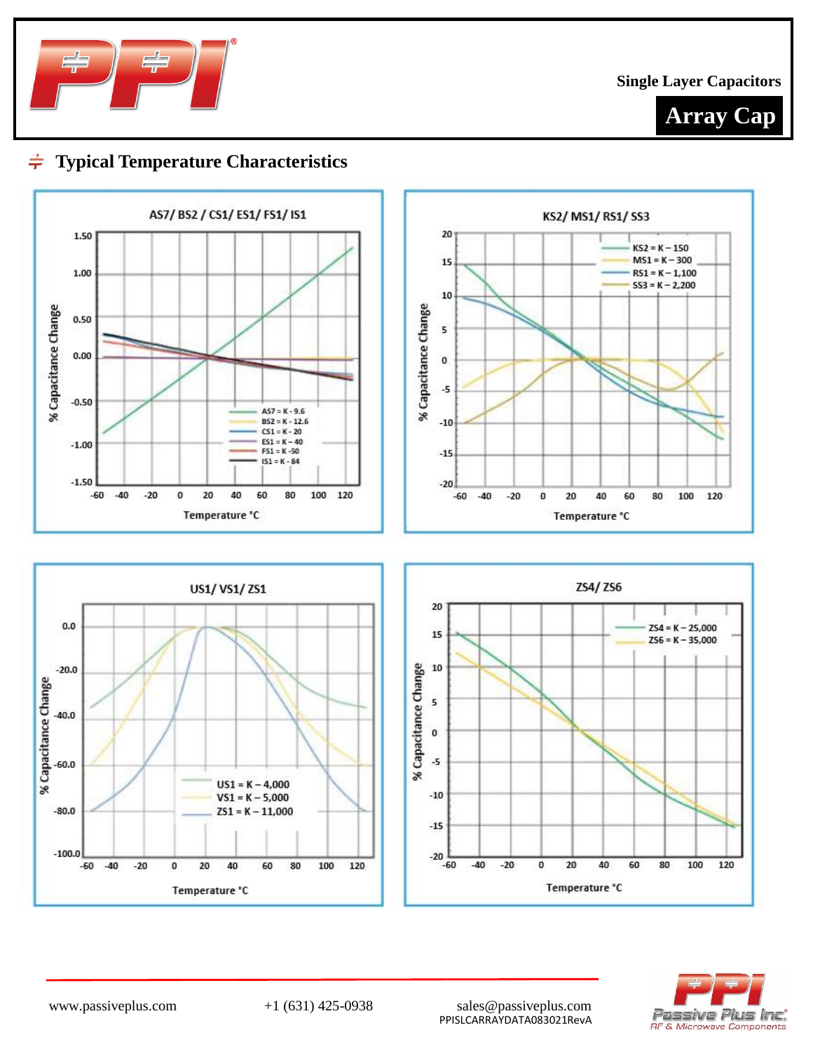Single Layer Capacitors

**Array Cap**

## ≑ Typical Temperature Characteristics

AS7/ BS2 / CS1/ ES1/ FS1/ IS1

% Capacitance Change

1.50
1.00
0.50
0.00
-0.50
-1.00
-1.50

-60 -40 -20 0 20 40 60 80 100 120

Temperature °C

AS7 = K - 9.6
BS2 = K - 12.6
CS1 = K - 20
ES1 = K - 40
FS1 = K -50
IS1 = K - 84

KS2/ MS1/ RS1/ SS3

% Capacitance Change

20
15
10
5
0
-5
-10
-15
-20

-60 -40 -20 0 20 40 60 80 100 120

Temperature °C

KS2 = K – 150
MS1 = K – 300
RS1 = K – 1,100
SS3 = K – 2,200

US1/ VS1/ ZS1

% Capacitance Change

0.0
-20.0
-40.0
-60.0
-80.0
-100.0

-60 -40 -20 0 20 40 60 80 100 120

Temperature °C

US1 = K – 4,000
VS1 = K – 5,000
ZS1 = K – 11,000

ZS4/ ZS6

% Capacitance Change

20
15
10
5
0
-5
-10
-15
-20

-60 -40 -20 0 20 40 60 80 100 120

Temperature °C

ZS4 = K – 25,000
ZS6 = K – 35,000

www.passiveplus.com +1 (631) 425-0938 sales@passiveplus.com

PPISLCARRAYDATA083021RevA